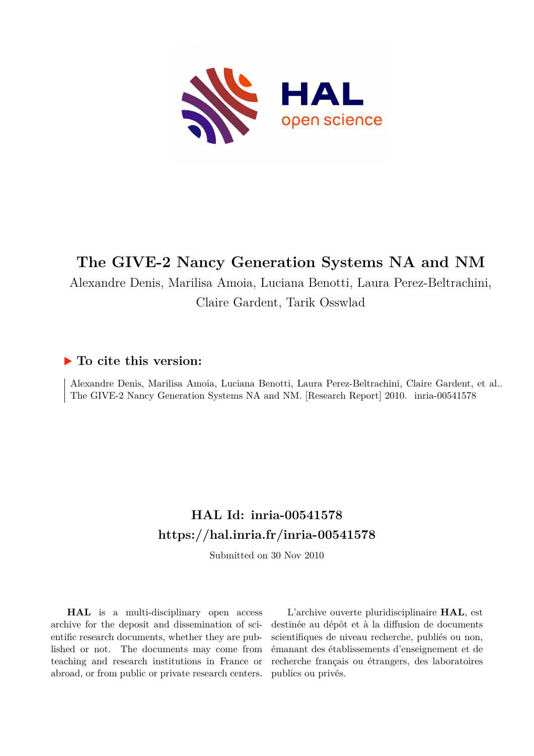# The GIVE-2 Nancy Generation Systems NA and NM

Alexandre Denis, Marilisa Amoia, Luciana Benotti, Laura Perez-Beltrachini, Claire Gardent, Tarik Osswlad

## ▶ To cite this version:

Alexandre Denis, Marilisa Amoia, Luciana Benotti, Laura Perez-Beltrachini, Claire Gardent, et al.. The GIVE-2 Nancy Generation Systems NA and NM. [Research Report] 2010. inria-00541578

## HAL Id: inria-00541578
## https://hal.inria.fr/inria-00541578

Submitted on 30 Nov 2010

**HAL** is a multi-disciplinary open access archive for the deposit and dissemination of scientific research documents, whether they are published or not. The documents may come from teaching and research institutions in France or abroad, or from public or private research centers.

L'archive ouverte pluridisciplinaire **HAL**, est destinée au dépôt et à la diffusion de documents scientifiques de niveau recherche, publiés ou non, émanant des établissements d'enseignement et de recherche français ou étrangers, des laboratoires publics ou privés.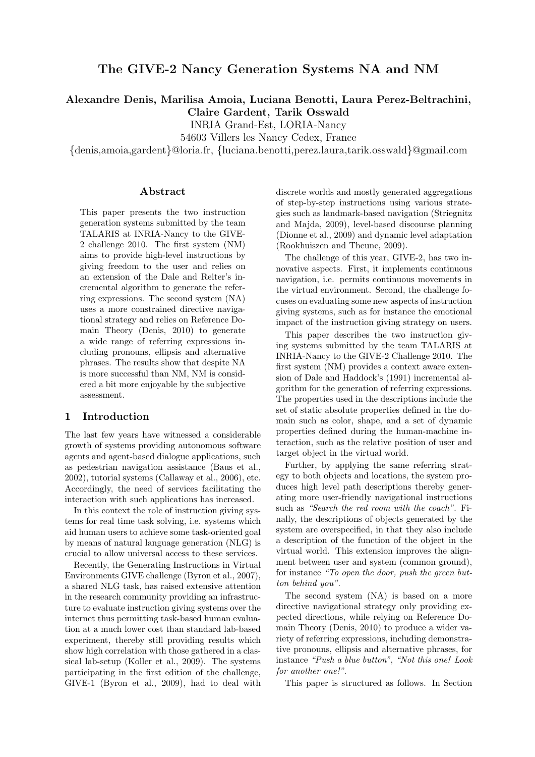# The GIVE-2 Nancy Generation Systems NA and NM

**Alexandre Denis, Marilisa Amoia, Luciana Benotti, Laura Perez-Beltrachini, Claire Gardent, Tarik Osswald**

INRIA Grand-Est, LORIA-Nancy
54603 Villers les Nancy Cedex, France
{denis,amoia,gardent}@loria.fr, {luciana.benotti,perez.laura,tarik.osswald}@gmail.com

## Abstract

This paper presents the two instruction generation systems submitted by the team TALARIS at INRIA-Nancy to the GIVE-2 challenge 2010. The first system (NM) aims to provide high-level instructions by giving freedom to the user and relies on an extension of the Dale and Reiter's incremental algorithm to generate the referring expressions. The second system (NA) uses a more constrained directive navigational strategy and relies on Reference Domain Theory (Denis, 2010) to generate a wide range of referring expressions including pronouns, ellipsis and alternative phrases. The results show that despite NA is more successful than NM, NM is considered a bit more enjoyable by the subjective assessment.

## 1 Introduction

The last few years have witnessed a considerable growth of systems providing autonomous software agents and agent-based dialogue applications, such as pedestrian navigation assistance (Baus et al., 2002), tutorial systems (Callaway et al., 2006), etc. Accordingly, the need of services facilitating the interaction with such applications has increased.

In this context the role of instruction giving systems for real time task solving, i.e. systems which aid human users to achieve some task-oriented goal by means of natural language generation (NLG) is crucial to allow universal access to these services.

Recently, the Generating Instructions in Virtual Environments GIVE challenge (Byron et al., 2007), a shared NLG task, has raised extensive attention in the research community providing an infrastructure to evaluate instruction giving systems over the internet thus permitting task-based human evaluation at a much lower cost than standard lab-based experiment, thereby still providing results which show high correlation with those gathered in a classical lab-setup (Koller et al., 2009). The systems participating in the first edition of the challenge, GIVE-1 (Byron et al., 2009), had to deal with discrete worlds and mostly generated aggregations of step-by-step instructions using various strategies such as landmark-based navigation (Striegnitz and Majda, 2009), level-based discourse planning (Dionne et al., 2009) and dynamic level adaptation (Rookhuiszen and Theune, 2009).

The challenge of this year, GIVE-2, has two innovative aspects. First, it implements continuous navigation, i.e. permits continuous movements in the virtual environment. Second, the challenge focuses on evaluating some new aspects of instruction giving systems, such as for instance the emotional impact of the instruction giving strategy on users.

This paper describes the two instruction giving systems submitted by the team TALARIS at INRIA-Nancy to the GIVE-2 Challenge 2010. The first system (NM) provides a context aware extension of Dale and Haddock's (1991) incremental algorithm for the generation of referring expressions. The properties used in the descriptions include the set of static absolute properties defined in the domain such as color, shape, and a set of dynamic properties defined during the human-machine interaction, such as the relative position of user and target object in the virtual world.

Further, by applying the same referring strategy to both objects and locations, the system produces high level path descriptions thereby generating more user-friendly navigational instructions such as *"Search the red room with the coach"*. Finally, the descriptions of objects generated by the system are overspecified, in that they also include a description of the function of the object in the virtual world. This extension improves the alignment between user and system (common ground), for instance *"To open the door, push the green button behind you"*.

The second system (NA) is based on a more directive navigational strategy only providing expected directions, while relying on Reference Domain Theory (Denis, 2010) to produce a wider variety of referring expressions, including demonstrative pronouns, ellipsis and alternative phrases, for instance *"Push a blue button"*, *"Not this one! Look for another one!"*.

This paper is structured as follows. In Section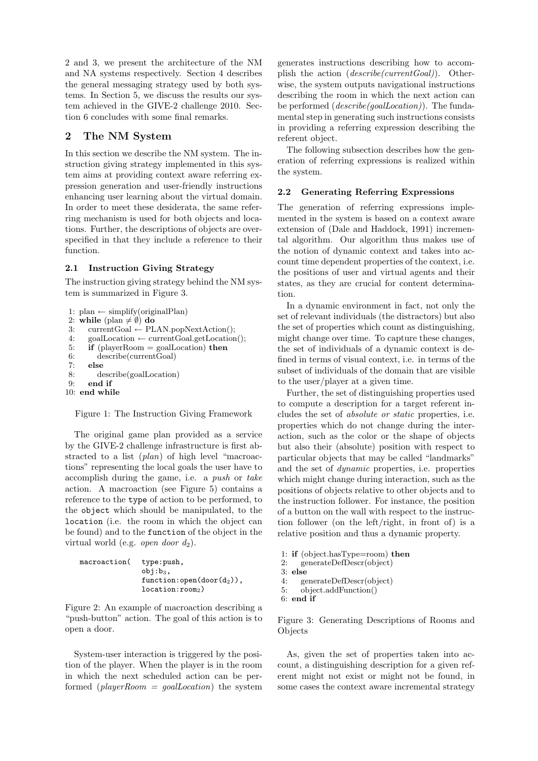2 and 3, we present the architecture of the NM and NA systems respectively. Section 4 describes the general messaging strategy used by both systems. In Section 5, we discuss the results our system achieved in the GIVE-2 challenge 2010. Section 6 concludes with some final remarks.

## 2 The NM System

In this section we describe the NM system. The instruction giving strategy implemented in this system aims at providing context aware referring expression generation and user-friendly instructions enhancing user learning about the virtual domain. In order to meet these desiderata, the same referring mechanism is used for both objects and locations. Further, the descriptions of objects are overspecified in that they include a reference to their function.

### 2.1 Instruction Giving Strategy

The instruction giving strategy behind the NM system is summarized in Figure 3.

```
 1: plan ← simplify(originalPlan)
 2: while (plan ≠ ∅) do
 3:    currentGoal ← PLAN.popNextAction();
 4:    goalLocation ← currentGoal.getLocation();
 5:    if (playerRoom = goalLocation) then
 6:       describe(currentGoal)
 7:    else
 8:       describe(goalLocation)
 9:    end if
10: end while
```

Figure 1: The Instruction Giving Framework

The original game plan provided as a service by the GIVE-2 challenge infrastructure is first abstracted to a list (*plan*) of high level "macroactions" representing the local goals the user have to accomplish during the game, i.e. a *push* or *take* action. A macroaction (see Figure 5) contains a reference to the `type` of action to be performed, to the `object` which should be manipulated, to the `location` (i.e. the room in which the object can be found) and to the `function` of the object in the virtual world (e.g. *open door* $d_2$).

```
macroaction(  type:push,
              obj:b3,
              function:open(door(d2)),
              location:room2)
```

Figure 2: An example of macroaction describing a "push-button" action. The goal of this action is to open a door.

System-user interaction is triggered by the position of the player. When the player is in the room in which the next scheduled action can be performed (*playerRoom = goalLocation*) the system generates instructions describing how to accomplish the action (*describe(currentGoal)*). Otherwise, the system outputs navigational instructions describing the room in which the next action can be performed (*describe(goalLocation)*). The fundamental step in generating such instructions consists in providing a referring expression describing the referent object.

The following subsection describes how the generation of referring expressions is realized within the system.

### 2.2 Generating Referring Expressions

The generation of referring expressions implemented in the system is based on a context aware extension of (Dale and Haddock, 1991) incremental algorithm. Our algorithm thus makes use of the notion of dynamic context and takes into account time dependent properties of the context, i.e. the positions of user and virtual agents and their states, as they are crucial for content determination.

In a dynamic environment in fact, not only the set of relevant individuals (the distractors) but also the set of properties which count as distinguishing, might change over time. To capture these changes, the set of individuals of a dynamic context is defined in terms of visual context, i.e. in terms of the subset of individuals of the domain that are visible to the user/player at a given time.

Further, the set of distinguishing properties used to compute a description for a target referent includes the set of *absolute or static* properties, i.e. properties which do not change during the interaction, such as the color or the shape of objects but also their (absolute) position with respect to particular objects that may be called "landmarks" and the set of *dynamic* properties, i.e. properties which might change during interaction, such as the positions of objects relative to other objects and to the instruction follower. For instance, the position of a button on the wall with respect to the instruction follower (on the left/right, in front of) is a relative position and thus a dynamic property.

```
1: if (object.hasType=room) then
2:    generateDefDescr(object)
3: else
4:    generateDefDescr(object)
5:    object.addFunction()
6: end if
```

Figure 3: Generating Descriptions of Rooms and Objects

As, given the set of properties taken into account, a distinguishing description for a given referent might not exist or might not be found, in some cases the context aware incremental strategy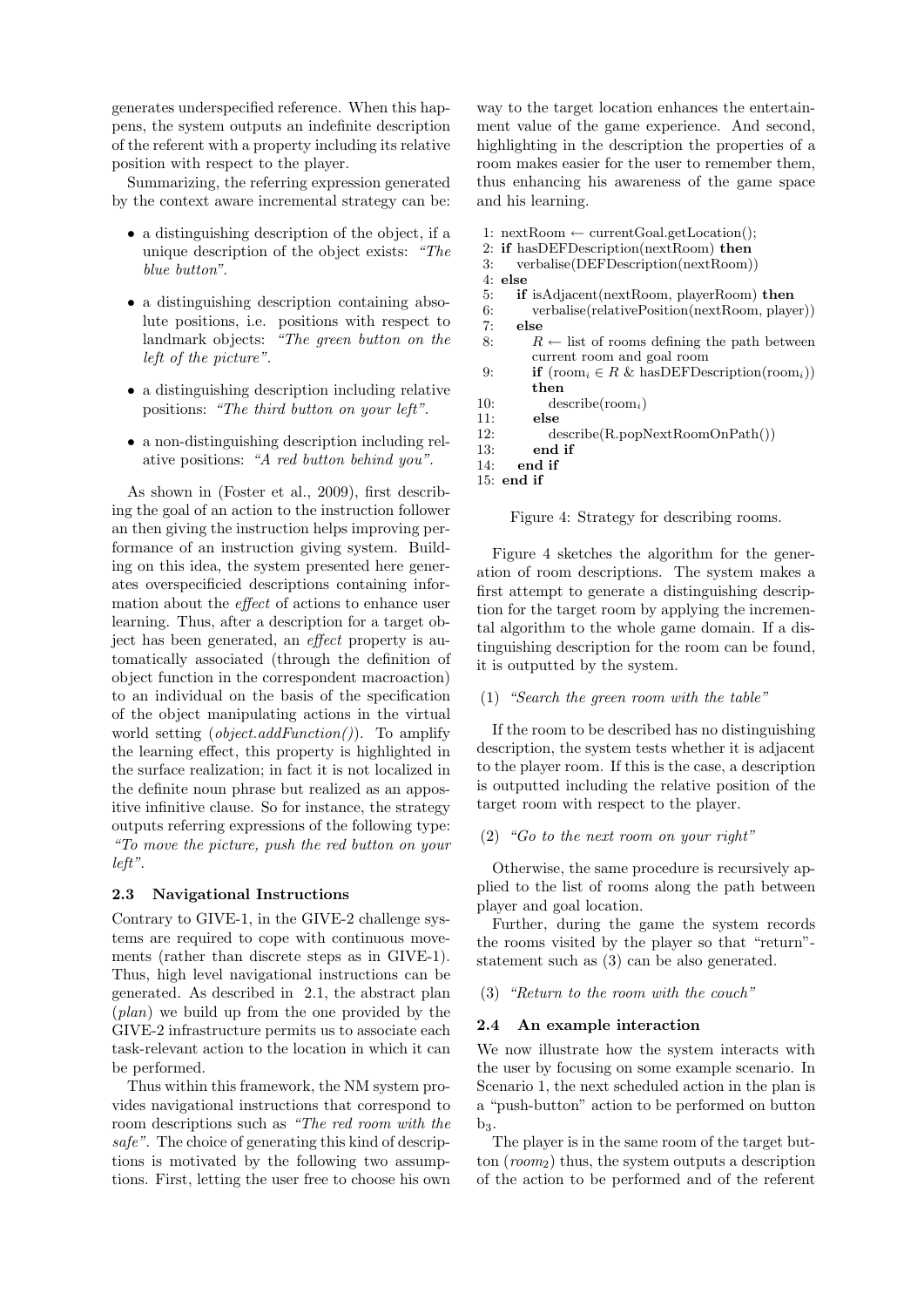generates underspecified reference. When this happens, the system outputs an indefinite description of the referent with a property including its relative position with respect to the player.

Summarizing, the referring expression generated by the context aware incremental strategy can be:

- a distinguishing description of the object, if a unique description of the object exists: *"The blue button"*.
- a distinguishing description containing absolute positions, i.e. positions with respect to landmark objects: *"The green button on the left of the picture"*.
- a distinguishing description including relative positions: *"The third button on your left"*.
- a non-distinguishing description including relative positions: *"A red button behind you"*.

As shown in (Foster et al., 2009), first describing the goal of an action to the instruction follower an then giving the instruction helps improving performance of an instruction giving system. Building on this idea, the system presented here generates overspecificied descriptions containing information about the *effect* of actions to enhance user learning. Thus, after a description for a target object has been generated, an *effect* property is automatically associated (through the definition of object function in the correspondent macroaction) to an individual on the basis of the specification of the object manipulating actions in the virtual world setting (*object.addFunction()*). To amplify the learning effect, this property is highlighted in the surface realization; in fact it is not localized in the definite noun phrase but realized as an appositive infinitive clause. So for instance, the strategy outputs referring expressions of the following type: *"To move the picture, push the red button on your left"*.

### 2.3 Navigational Instructions

Contrary to GIVE-1, in the GIVE-2 challenge systems are required to cope with continuous movements (rather than discrete steps as in GIVE-1). Thus, high level navigational instructions can be generated. As described in 2.1, the abstract plan (*plan*) we build up from the one provided by the GIVE-2 infrastructure permits us to associate each task-relevant action to the location in which it can be performed.

Thus within this framework, the NM system provides navigational instructions that correspond to room descriptions such as *"The red room with the safe"*. The choice of generating this kind of descriptions is motivated by the following two assumptions. First, letting the user free to choose his own way to the target location enhances the entertainment value of the game experience. And second, highlighting in the description the properties of a room makes easier for the user to remember them, thus enhancing his awareness of the game space and his learning.

```
1:  nextRoom ← currentGoal.getLocation();
2:  if hasDEFDescription(nextRoom) then
3:     verbalise(DEFDescription(nextRoom))
4:  else
5:     if isAdjacent(nextRoom, playerRoom) then
6:        verbalise(relativePosition(nextRoom, player))
7:     else
8:        R ← list of rooms defining the path between
          current room and goal room
9:        if (room_i ∈ R & hasDEFDescription(room_i))
          then
10:          describe(room_i)
11:       else
12:          describe(R.popNextRoomOnPath())
13:       end if
14:    end if
15: end if
```

Figure 4: Strategy for describing rooms.

Figure 4 sketches the algorithm for the generation of room descriptions. The system makes a first attempt to generate a distinguishing description for the target room by applying the incremental algorithm to the whole game domain. If a distinguishing description for the room can be found, it is outputted by the system.

(1) *"Search the green room with the table"*

If the room to be described has no distinguishing description, the system tests whether it is adjacent to the player room. If this is the case, a description is outputted including the relative position of the target room with respect to the player.

(2) *"Go to the next room on your right"*

Otherwise, the same procedure is recursively applied to the list of rooms along the path between player and goal location.

Further, during the game the system records the rooms visited by the player so that "return"-statement such as (3) can be also generated.

(3) *"Return to the room with the couch"*

### 2.4 An example interaction

We now illustrate how the system interacts with the user by focusing on some example scenario. In Scenario 1, the next scheduled action in the plan is a "push-button" action to be performed on button $b_3$.

The player is in the same room of the target button ($room_2$) thus, the system outputs a description of the action to be performed and of the referent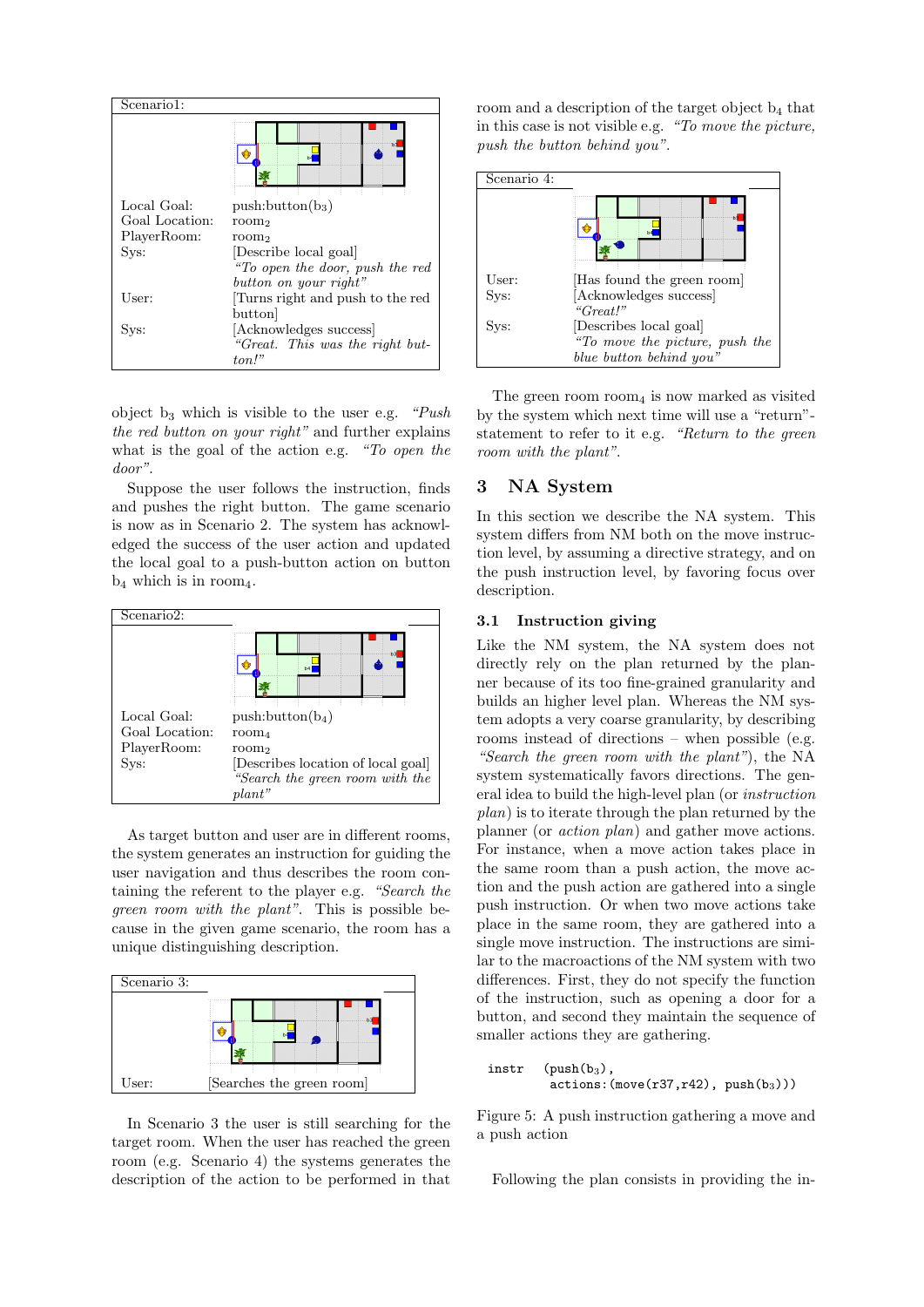Scenario1:

| | |
|---|---|
| Local Goal: | push:button($b_3$) |
| Goal Location: | $room_2$ |
| PlayerRoom: | $room_2$ |
| Sys: | [Describe local goal] *"To open the door, push the red button on your right"* |
| User: | [Turns right and push to the red button] |
| Sys: | [Acknowledges success] *"Great. This was the right button!"* |

object $b_3$ which is visible to the user e.g. *"Push the red button on your right"* and further explains what is the goal of the action e.g. *"To open the door"*.

Suppose the user follows the instruction, finds and pushes the right button. The game scenario is now as in Scenario 2. The system has acknowledged the success of the user action and updated the local goal to a push-button action on button $b_4$ which is in $room_4$.

Scenario2:

| | |
|---|---|
| Local Goal: | push:button($b_4$) |
| Goal Location: | $room_4$ |
| PlayerRoom: | $room_2$ |
| Sys: | [Describes location of local goal] *"Search the green room with the plant"* |

As target button and user are in different rooms, the system generates an instruction for guiding the user navigation and thus describes the room containing the referent to the player e.g. *"Search the green room with the plant"*. This is possible because in the given game scenario, the room has a unique distinguishing description.

Scenario 3:

| | |
|---|---|
| User: | [Searches the green room] |

In Scenario 3 the user is still searching for the target room. When the user has reached the green room (e.g. Scenario 4) the systems generates the description of the action to be performed in that room and a description of the target object $b_4$ that in this case is not visible e.g. *"To move the picture, push the button behind you"*.

Scenario 4:

| | |
|---|---|
| User: | [Has found the green room] |
| Sys: | [Acknowledges success] *"Great!"* |
| Sys: | [Describes local goal] *"To move the picture, push the blue button behind you"* |

The green room $room_4$ is now marked as visited by the system which next time will use a "return"-statement to refer to it e.g. *"Return to the green room with the plant"*.

## 3 NA System

In this section we describe the NA system. This system differs from NM both on the move instruction level, by assuming a directive strategy, and on the push instruction level, by favoring focus over description.

### 3.1 Instruction giving

Like the NM system, the NA system does not directly rely on the plan returned by the planner because of its too fine-grained granularity and builds an higher level plan. Whereas the NM system adopts a very coarse granularity, by describing rooms instead of directions – when possible (e.g. *"Search the green room with the plant"*), the NA system systematically favors directions. The general idea to build the high-level plan (or *instruction plan*) is to iterate through the plan returned by the planner (or *action plan*) and gather move actions. For instance, when a move action takes place in the same room than a push action, the move action and the push action are gathered into a single push instruction. Or when two move actions take place in the same room, they are gathered into a single move instruction. The instructions are similar to the macroactions of the NM system with two differences. First, they do not specify the function of the instruction, such as opening a door for a button, and second they maintain the sequence of smaller actions they are gathering.

```
instr   (push(b3),
         actions:(move(r37,r42), push(b3)))
```

Figure 5: A push instruction gathering a move and a push action

Following the plan consists in providing the in-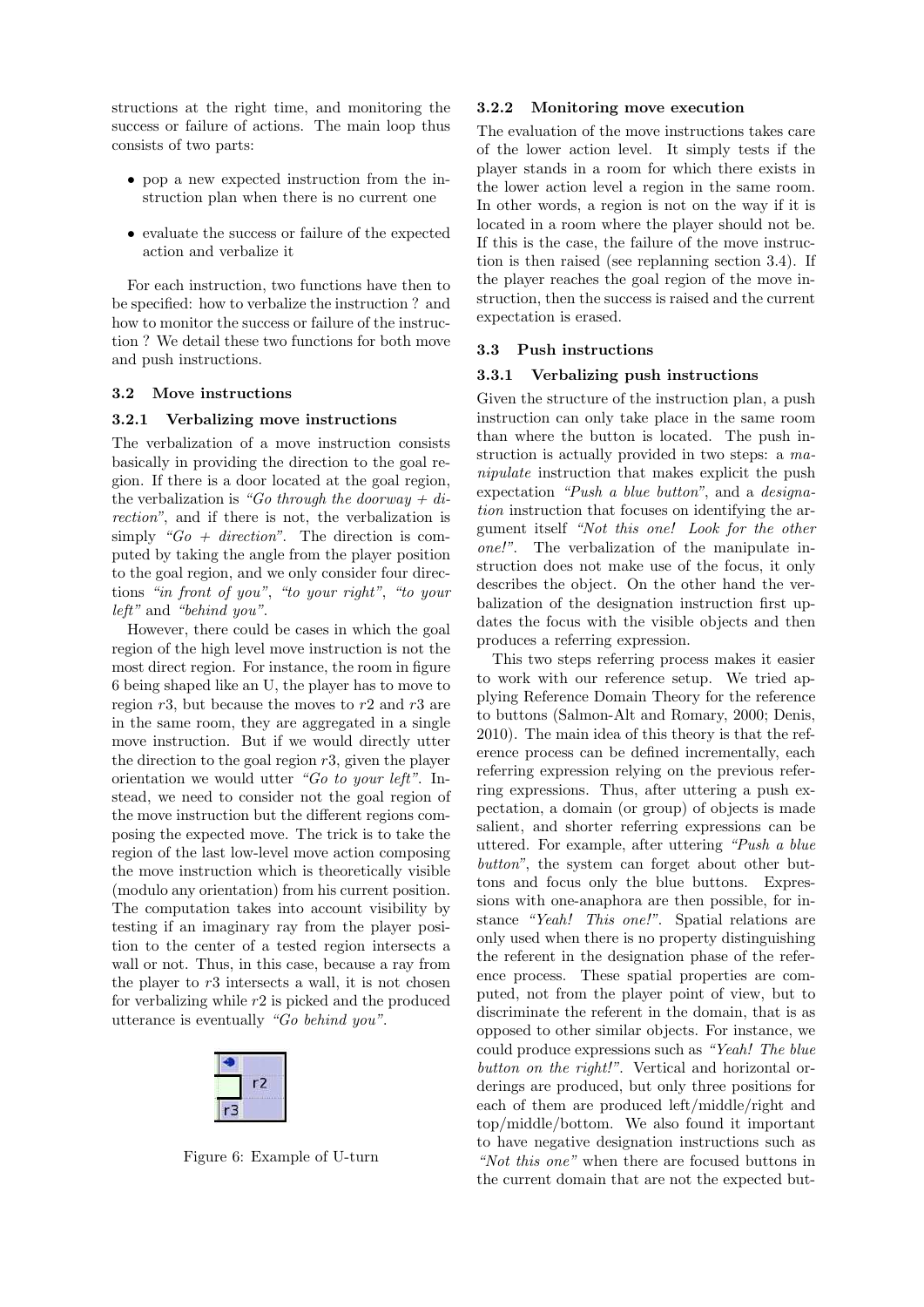structions at the right time, and monitoring the success or failure of actions. The main loop thus consists of two parts:

- pop a new expected instruction from the instruction plan when there is no current one
- evaluate the success or failure of the expected action and verbalize it

For each instruction, two functions have then to be specified: how to verbalize the instruction ? and how to monitor the success or failure of the instruction ? We detail these two functions for both move and push instructions.

### 3.2 Move instructions

#### 3.2.1 Verbalizing move instructions

The verbalization of a move instruction consists basically in providing the direction to the goal region. If there is a door located at the goal region, the verbalization is *"Go through the doorway + direction"*, and if there is not, the verbalization is simply *"Go + direction"*. The direction is computed by taking the angle from the player position to the goal region, and we only consider four directions *"in front of you"*, *"to your right"*, *"to your left"* and *"behind you"*.

However, there could be cases in which the goal region of the high level move instruction is not the most direct region. For instance, the room in figure 6 being shaped like an U, the player has to move to region $r3$, but because the moves to $r2$ and $r3$ are in the same room, they are aggregated in a single move instruction. But if we would directly utter the direction to the goal region $r3$, given the player orientation we would utter *"Go to your left"*. Instead, we need to consider not the goal region of the move instruction but the different regions composing the expected move. The trick is to take the region of the last low-level move action composing the move instruction which is theoretically visible (modulo any orientation) from his current position. The computation takes into account visibility by testing if an imaginary ray from the player position to the center of a tested region intersects a wall or not. Thus, in this case, because a ray from the player to $r3$ intersects a wall, it is not chosen for verbalizing while $r2$ is picked and the produced utterance is eventually *"Go behind you"*.

Figure 6: Example of U-turn

#### 3.2.2 Monitoring move execution

The evaluation of the move instructions takes care of the lower action level. It simply tests if the player stands in a room for which there exists in the lower action level a region in the same room. In other words, a region is not on the way if it is located in a room where the player should not be. If this is the case, the failure of the move instruction is then raised (see replanning section 3.4). If the player reaches the goal region of the move instruction, then the success is raised and the current expectation is erased.

### 3.3 Push instructions

#### 3.3.1 Verbalizing push instructions

Given the structure of the instruction plan, a push instruction can only take place in the same room than where the button is located. The push instruction is actually provided in two steps: a *manipulate* instruction that makes explicit the push expectation *"Push a blue button"*, and a *designation* instruction that focuses on identifying the argument itself *"Not this one! Look for the other one!"*. The verbalization of the manipulate instruction does not make use of the focus, it only describes the object. On the other hand the verbalization of the designation instruction first updates the focus with the visible objects and then produces a referring expression.

This two steps referring process makes it easier to work with our reference setup. We tried applying Reference Domain Theory for the reference to buttons (Salmon-Alt and Romary, 2000; Denis, 2010). The main idea of this theory is that the reference process can be defined incrementally, each referring expression relying on the previous referring expressions. Thus, after uttering a push expectation, a domain (or group) of objects is made salient, and shorter referring expressions can be uttered. For example, after uttering *"Push a blue button"*, the system can forget about other buttons and focus only the blue buttons. Expressions with one-anaphora are then possible, for instance *"Yeah! This one!"*. Spatial relations are only used when there is no property distinguishing the referent in the designation phase of the reference process. These spatial properties are computed, not from the player point of view, but to discriminate the referent in the domain, that is as opposed to other similar objects. For instance, we could produce expressions such as *"Yeah! The blue button on the right!"*. Vertical and horizontal orderings are produced, but only three positions for each of them are produced left/middle/right and top/middle/bottom. We also found it important to have negative designation instructions such as *"Not this one"* when there are focused buttons in the current domain that are not the expected but-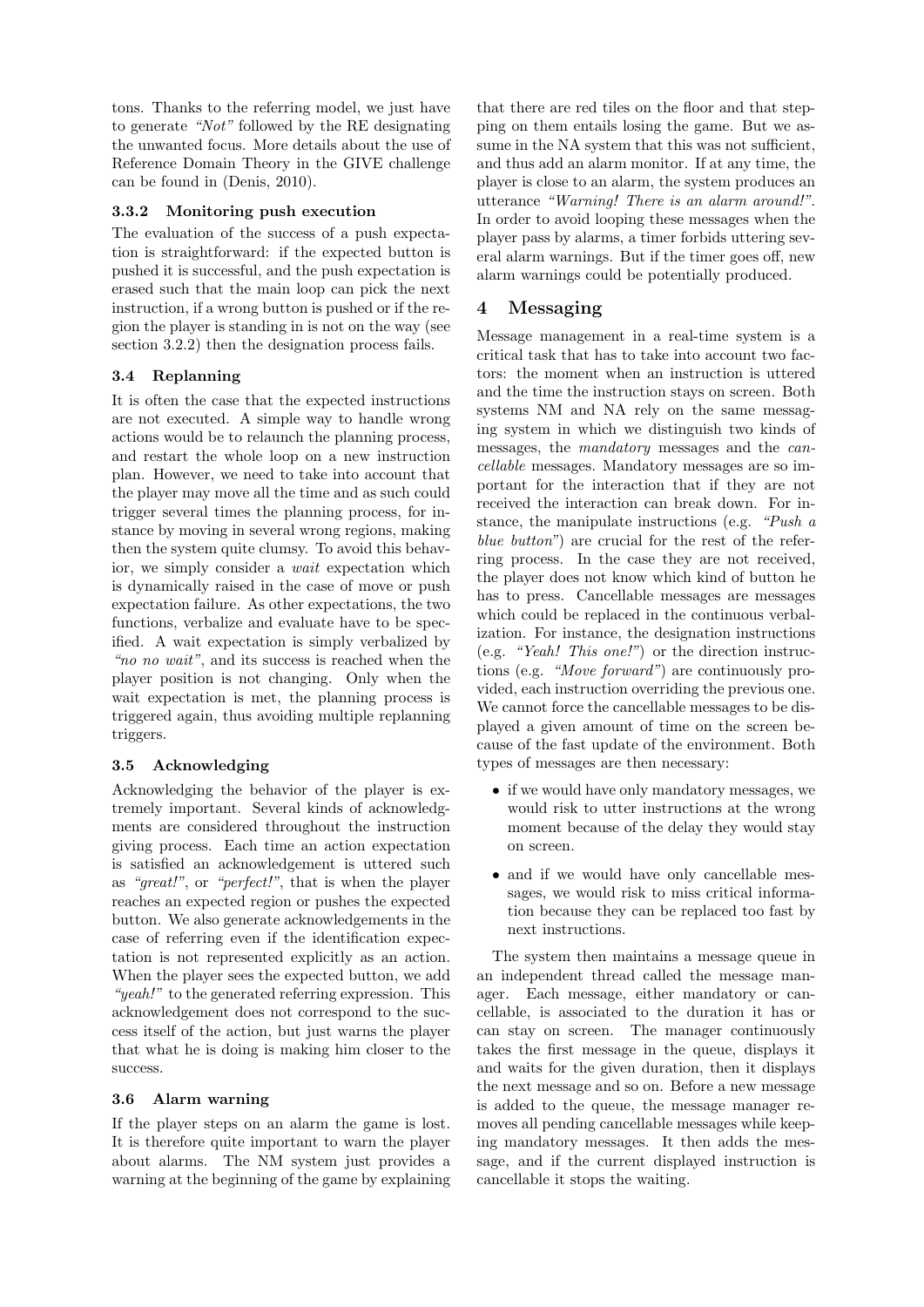tons. Thanks to the referring model, we just have to generate *"Not"* followed by the RE designating the unwanted focus. More details about the use of Reference Domain Theory in the GIVE challenge can be found in (Denis, 2010).

#### 3.3.2 Monitoring push execution

The evaluation of the success of a push expectation is straightforward: if the expected button is pushed it is successful, and the push expectation is erased such that the main loop can pick the next instruction, if a wrong button is pushed or if the region the player is standing in is not on the way (see section 3.2.2) then the designation process fails.

### 3.4 Replanning

It is often the case that the expected instructions are not executed. A simple way to handle wrong actions would be to relaunch the planning process, and restart the whole loop on a new instruction plan. However, we need to take into account that the player may move all the time and as such could trigger several times the planning process, for instance by moving in several wrong regions, making then the system quite clumsy. To avoid this behavior, we simply consider a *wait* expectation which is dynamically raised in the case of move or push expectation failure. As other expectations, the two functions, verbalize and evaluate have to be specified. A wait expectation is simply verbalized by *"no no wait"*, and its success is reached when the player position is not changing. Only when the wait expectation is met, the planning process is triggered again, thus avoiding multiple replanning triggers.

### 3.5 Acknowledging

Acknowledging the behavior of the player is extremely important. Several kinds of acknowledgments are considered throughout the instruction giving process. Each time an action expectation is satisfied an acknowledgement is uttered such as *"great!"*, or *"perfect!"*, that is when the player reaches an expected region or pushes the expected button. We also generate acknowledgements in the case of referring even if the identification expectation is not represented explicitly as an action. When the player sees the expected button, we add *"yeah!"* to the generated referring expression. This acknowledgement does not correspond to the success itself of the action, but just warns the player that what he is doing is making him closer to the success.

### 3.6 Alarm warning

If the player steps on an alarm the game is lost. It is therefore quite important to warn the player about alarms. The NM system just provides a warning at the beginning of the game by explaining that there are red tiles on the floor and that stepping on them entails losing the game. But we assume in the NA system that this was not sufficient, and thus add an alarm monitor. If at any time, the player is close to an alarm, the system produces an utterance *"Warning! There is an alarm around!"*. In order to avoid looping these messages when the player pass by alarms, a timer forbids uttering several alarm warnings. But if the timer goes off, new alarm warnings could be potentially produced.

## 4 Messaging

Message management in a real-time system is a critical task that has to take into account two factors: the moment when an instruction is uttered and the time the instruction stays on screen. Both systems NM and NA rely on the same messaging system in which we distinguish two kinds of messages, the *mandatory* messages and the *cancellable* messages. Mandatory messages are so important for the interaction that if they are not received the interaction can break down. For instance, the manipulate instructions (e.g. *"Push a blue button"*) are crucial for the rest of the referring process. In the case they are not received, the player does not know which kind of button he has to press. Cancellable messages are messages which could be replaced in the continuous verbalization. For instance, the designation instructions (e.g. *"Yeah! This one!"*) or the direction instructions (e.g. *"Move forward"*) are continuously provided, each instruction overriding the previous one. We cannot force the cancellable messages to be displayed a given amount of time on the screen because of the fast update of the environment. Both types of messages are then necessary:

- if we would have only mandatory messages, we would risk to utter instructions at the wrong moment because of the delay they would stay on screen.
- and if we would have only cancellable messages, we would risk to miss critical information because they can be replaced too fast by next instructions.

The system then maintains a message queue in an independent thread called the message manager. Each message, either mandatory or cancellable, is associated to the duration it has or can stay on screen. The manager continuously takes the first message in the queue, displays it and waits for the given duration, then it displays the next message and so on. Before a new message is added to the queue, the message manager removes all pending cancellable messages while keeping mandatory messages. It then adds the message, and if the current displayed instruction is cancellable it stops the waiting.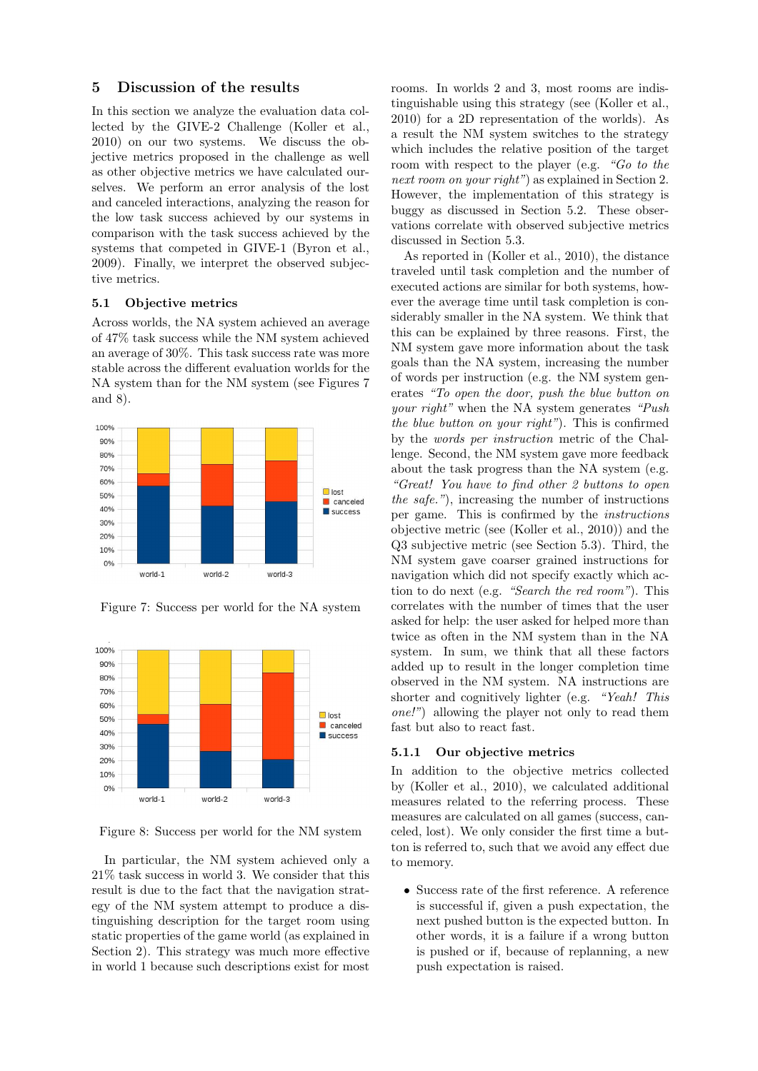## 5 Discussion of the results

In this section we analyze the evaluation data collected by the GIVE-2 Challenge (Koller et al., 2010) on our two systems. We discuss the objective metrics proposed in the challenge as well as other objective metrics we have calculated ourselves. We perform an error analysis of the lost and canceled interactions, analyzing the reason for the low task success achieved by our systems in comparison with the task success achieved by the systems that competed in GIVE-1 (Byron et al., 2009). Finally, we interpret the observed subjective metrics.

### 5.1 Objective metrics

Across worlds, the NA system achieved an average of 47% task success while the NM system achieved an average of 30%. This task success rate was more stable across the different evaluation worlds for the NA system than for the NM system (see Figures 7 and 8).

Figure 7: Success per world for the NA system

Figure 8: Success per world for the NM system

In particular, the NM system achieved only a 21% task success in world 3. We consider that this result is due to the fact that the navigation strategy of the NM system attempt to produce a distinguishing description for the target room using static properties of the game world (as explained in Section 2). This strategy was much more effective in world 1 because such descriptions exist for most rooms. In worlds 2 and 3, most rooms are indistinguishable using this strategy (see (Koller et al., 2010) for a 2D representation of the worlds). As a result the NM system switches to the strategy which includes the relative position of the target room with respect to the player (e.g. *"Go to the next room on your right"*) as explained in Section 2. However, the implementation of this strategy is buggy as discussed in Section 5.2. These observations correlate with observed subjective metrics discussed in Section 5.3.

As reported in (Koller et al., 2010), the distance traveled until task completion and the number of executed actions are similar for both systems, however the average time until task completion is considerably smaller in the NA system. We think that this can be explained by three reasons. First, the NM system gave more information about the task goals than the NA system, increasing the number of words per instruction (e.g. the NM system generates *"To open the door, push the blue button on your right"* when the NA system generates *"Push the blue button on your right"*). This is confirmed by the *words per instruction* metric of the Challenge. Second, the NM system gave more feedback about the task progress than the NA system (e.g. *"Great! You have to find other 2 buttons to open the safe."*), increasing the number of instructions per game. This is confirmed by the *instructions* objective metric (see (Koller et al., 2010)) and the Q3 subjective metric (see Section 5.3). Third, the NM system gave coarser grained instructions for navigation which did not specify exactly which action to do next (e.g. *"Search the red room"*). This correlates with the number of times that the user asked for help: the user asked for helped more than twice as often in the NM system than in the NA system. In sum, we think that all these factors added up to result in the longer completion time observed in the NM system. NA instructions are shorter and cognitively lighter (e.g. *"Yeah! This one!"*) allowing the player not only to read them fast but also to react fast.

#### 5.1.1 Our objective metrics

In addition to the objective metrics collected by (Koller et al., 2010), we calculated additional measures related to the referring process. These measures are calculated on all games (success, canceled, lost). We only consider the first time a button is referred to, such that we avoid any effect due to memory.

- Success rate of the first reference. A reference is successful if, given a push expectation, the next pushed button is the expected button. In other words, it is a failure if a wrong button is pushed or if, because of replanning, a new push expectation is raised.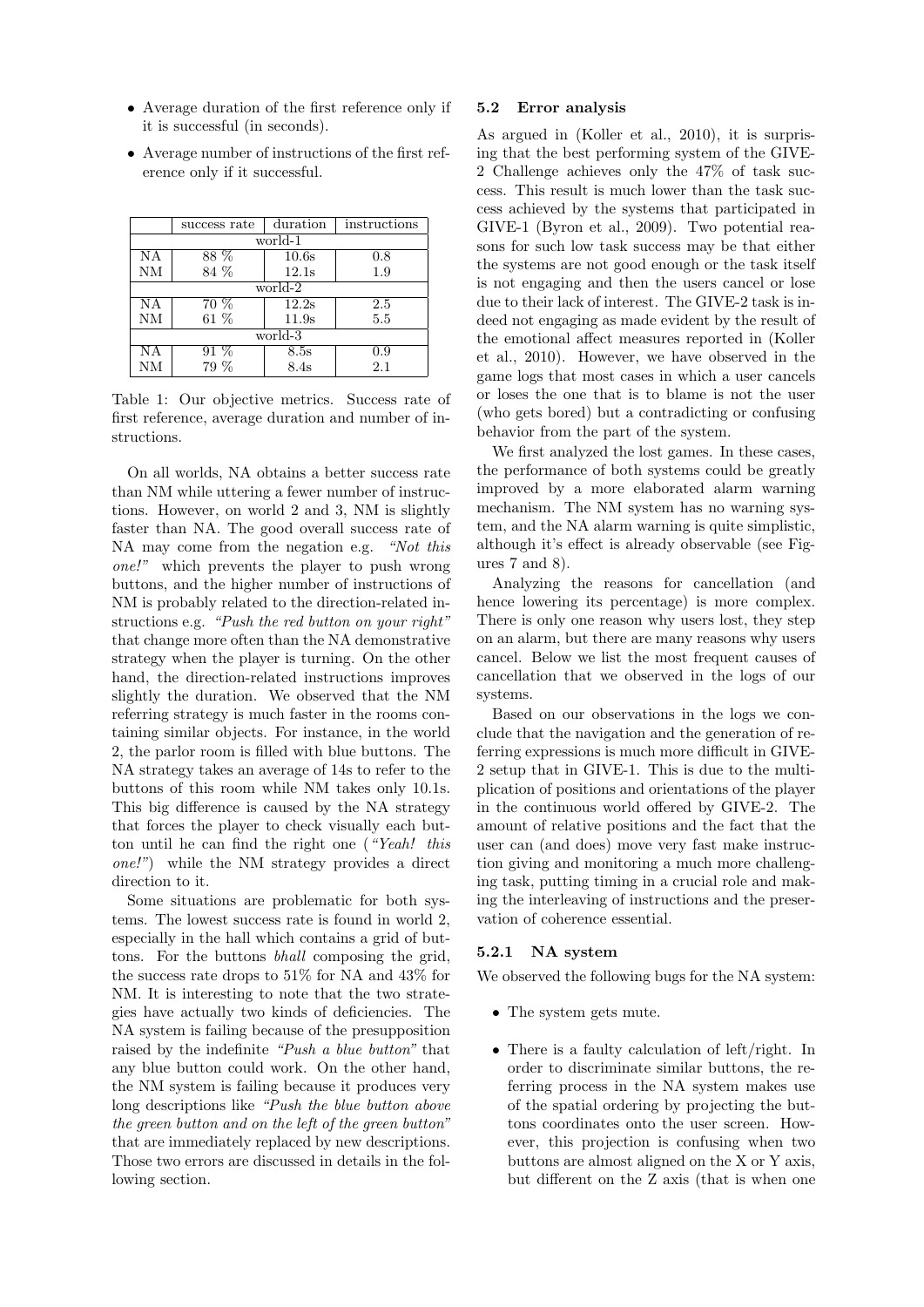- Average duration of the first reference only if it is successful (in seconds).
- Average number of instructions of the first reference only if it successful.

| | success rate | duration | instructions |
|---|---|---|---|
| world-1 | | | |
| NA | 88 % | 10.6s | 0.8 |
| NM | 84 % | 12.1s | 1.9 |
| world-2 | | | |
| NA | 70 % | 12.2s | 2.5 |
| NM | 61 % | 11.9s | 5.5 |
| world-3 | | | |
| NA | 91 % | 8.5s | 0.9 |
| NM | 79 % | 8.4s | 2.1 |

Table 1: Our objective metrics. Success rate of first reference, average duration and number of instructions.

On all worlds, NA obtains a better success rate than NM while uttering a fewer number of instructions. However, on world 2 and 3, NM is slightly faster than NA. The good overall success rate of NA may come from the negation e.g. *"Not this one!"* which prevents the player to push wrong buttons, and the higher number of instructions of NM is probably related to the direction-related instructions e.g. *"Push the red button on your right"* that change more often than the NA demonstrative strategy when the player is turning. On the other hand, the direction-related instructions improves slightly the duration. We observed that the NM referring strategy is much faster in the rooms containing similar objects. For instance, in the world 2, the parlor room is filled with blue buttons. The NA strategy takes an average of 14s to refer to the buttons of this room while NM takes only 10.1s. This big difference is caused by the NA strategy that forces the player to check visually each button until he can find the right one (*"Yeah! this one!"*) while the NM strategy provides a direct direction to it.

Some situations are problematic for both systems. The lowest success rate is found in world 2, especially in the hall which contains a grid of buttons. For the buttons *bhall* composing the grid, the success rate drops to 51% for NA and 43% for NM. It is interesting to note that the two strategies have actually two kinds of deficiencies. The NA system is failing because of the presupposition raised by the indefinite *"Push a blue button"* that any blue button could work. On the other hand, the NM system is failing because it produces very long descriptions like *"Push the blue button above the green button and on the left of the green button"* that are immediately replaced by new descriptions. Those two errors are discussed in details in the following section.

### 5.2 Error analysis

As argued in (Koller et al., 2010), it is surprising that the best performing system of the GIVE-2 Challenge achieves only the 47% of task success. This result is much lower than the task success achieved by the systems that participated in GIVE-1 (Byron et al., 2009). Two potential reasons for such low task success may be that either the systems are not good enough or the task itself is not engaging and then the users cancel or lose due to their lack of interest. The GIVE-2 task is indeed not engaging as made evident by the result of the emotional affect measures reported in (Koller et al., 2010). However, we have observed in the game logs that most cases in which a user cancels or loses the one that is to blame is not the user (who gets bored) but a contradicting or confusing behavior from the part of the system.

We first analyzed the lost games. In these cases, the performance of both systems could be greatly improved by a more elaborated alarm warning mechanism. The NM system has no warning system, and the NA alarm warning is quite simplistic, although it's effect is already observable (see Figures 7 and 8).

Analyzing the reasons for cancellation (and hence lowering its percentage) is more complex. There is only one reason why users lost, they step on an alarm, but there are many reasons why users cancel. Below we list the most frequent causes of cancellation that we observed in the logs of our systems.

Based on our observations in the logs we conclude that the navigation and the generation of referring expressions is much more difficult in GIVE-2 setup that in GIVE-1. This is due to the multiplication of positions and orientations of the player in the continuous world offered by GIVE-2. The amount of relative positions and the fact that the user can (and does) move very fast make instruction giving and monitoring a much more challenging task, putting timing in a crucial role and making the interleaving of instructions and the preservation of coherence essential.

#### 5.2.1 NA system

We observed the following bugs for the NA system:

- The system gets mute.
- There is a faulty calculation of left/right. In order to discriminate similar buttons, the referring process in the NA system makes use of the spatial ordering by projecting the buttons coordinates onto the user screen. However, this projection is confusing when two buttons are almost aligned on the X or Y axis, but different on the Z axis (that is when one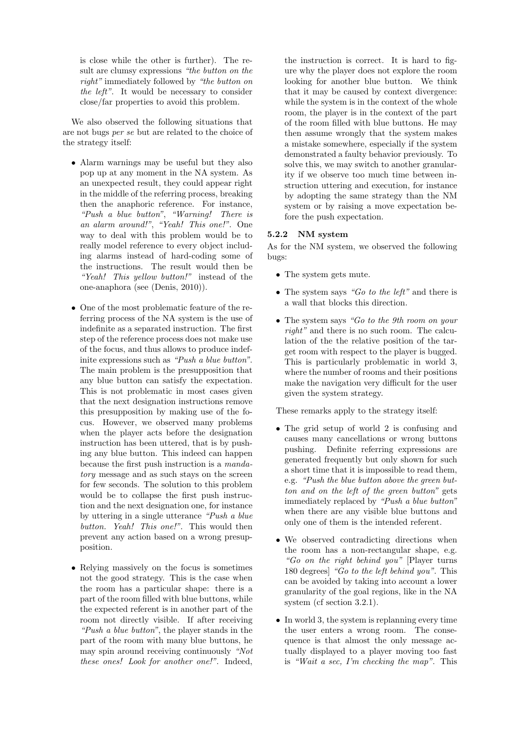is close while the other is further). The result are clumsy expressions *"the button on the right"* immediately followed by *"the button on the left"*. It would be necessary to consider close/far properties to avoid this problem.

We also observed the following situations that are not bugs *per se* but are related to the choice of the strategy itself:

- Alarm warnings may be useful but they also pop up at any moment in the NA system. As an unexpected result, they could appear right in the middle of the referring process, breaking then the anaphoric reference. For instance, *"Push a blue button"*, *"Warning! There is an alarm around!"*, *"Yeah! This one!"*. One way to deal with this problem would be to really model reference to every object including alarms instead of hard-coding some of the instructions. The result would then be *"Yeah! This yellow button!"* instead of the one-anaphora (see (Denis, 2010)).

- One of the most problematic feature of the referring process of the NA system is the use of indefinite as a separated instruction. The first step of the reference process does not make use of the focus, and thus allows to produce indefinite expressions such as *"Push a blue button"*. The main problem is the presupposition that any blue button can satisfy the expectation. This is not problematic in most cases given that the next designation instructions remove this presupposition by making use of the focus. However, we observed many problems when the player acts before the designation instruction has been uttered, that is by pushing any blue button. This indeed can happen because the first push instruction is a *mandatory* message and as such stays on the screen for few seconds. The solution to this problem would be to collapse the first push instruction and the next designation one, for instance by uttering in a single utterance *"Push a blue button. Yeah! This one!"*. This would then prevent any action based on a wrong presupposition.

- Relying massively on the focus is sometimes not the good strategy. This is the case when the room has a particular shape: there is a part of the room filled with blue buttons, while the expected referent is in another part of the room not directly visible. If after receiving *"Push a blue button"*, the player stands in the part of the room with many blue buttons, he may spin around receiving continuously *"Not these ones! Look for another one!"*. Indeed, the instruction is correct. It is hard to figure why the player does not explore the room looking for another blue button. We think that it may be caused by context divergence: while the system is in the context of the whole room, the player is in the context of the part of the room filled with blue buttons. He may then assume wrongly that the system makes a mistake somewhere, especially if the system demonstrated a faulty behavior previously. To solve this, we may switch to another granularity if we observe too much time between instruction uttering and execution, for instance by adopting the same strategy than the NM system or by raising a move expectation before the push expectation.

### 5.2.2 NM system

As for the NM system, we observed the following bugs:

- The system gets mute.

- The system says *"Go to the left"* and there is a wall that blocks this direction.

- The system says *"Go to the 9th room on your right"* and there is no such room. The calculation of the the relative position of the target room with respect to the player is bugged. This is particularly problematic in world 3, where the number of rooms and their positions make the navigation very difficult for the user given the system strategy.

These remarks apply to the strategy itself:

- The grid setup of world 2 is confusing and causes many cancellations or wrong buttons pushing. Definite referring expressions are generated frequently but only shown for such a short time that it is impossible to read them, e.g. *"Push the blue button above the green button and on the left of the green button"* gets immediately replaced by *"Push a blue button"* when there are any visible blue buttons and only one of them is the intended referent.

- We observed contradicting directions when the room has a non-rectangular shape, e.g. *"Go on the right behind you"* [Player turns 180 degrees] *"Go to the left behind you"*. This can be avoided by taking into account a lower granularity of the goal regions, like in the NA system (cf section 3.2.1).

- In world 3, the system is replanning every time the user enters a wrong room. The consequence is that almost the only message actually displayed to a player moving too fast is *"Wait a sec, I'm checking the map"*. This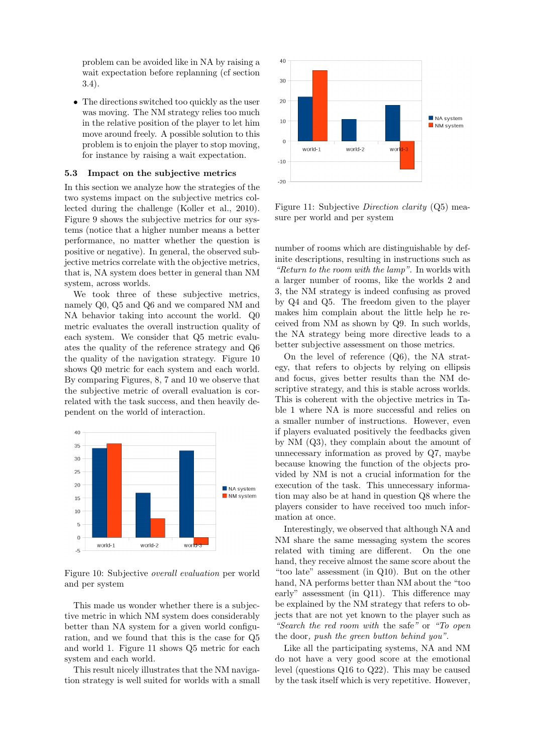problem can be avoided like in NA by raising a wait expectation before replanning (cf section 3.4).

- The directions switched too quickly as the user was moving. The NM strategy relies too much in the relative position of the player to let him move around freely. A possible solution to this problem is to enjoin the player to stop moving, for instance by raising a wait expectation.

### 5.3 Impact on the subjective metrics

In this section we analyze how the strategies of the two systems impact on the subjective metrics collected during the challenge (Koller et al., 2010). Figure 9 shows the subjective metrics for our systems (notice that a higher number means a better performance, no matter whether the question is positive or negative). In general, the observed subjective metrics correlate with the objective metrics, that is, NA system does better in general than NM system, across worlds.

We took three of these subjective metrics, namely Q0, Q5 and Q6 and we compared NM and NA behavior taking into account the world. Q0 metric evaluates the overall instruction quality of each system. We consider that Q5 metric evaluates the quality of the reference strategy and Q6 the quality of the navigation strategy. Figure 10 shows Q0 metric for each system and each world. By comparing Figures, 8, 7 and 10 we observe that the subjective metric of overall evaluation is correlated with the task success, and then heavily dependent on the world of interaction.

Figure 10: Subjective *overall evaluation* per world and per system

This made us wonder whether there is a subjective metric in which NM system does considerably better than NA system for a given world configuration, and we found that this is the case for Q5 and world 1. Figure 11 shows Q5 metric for each system and each world.

This result nicely illustrates that the NM navigation strategy is well suited for worlds with a small number of rooms which are distinguishable by definite descriptions, resulting in instructions such as *"Return to the room with the lamp"*. In worlds with a larger number of rooms, like the worlds 2 and 3, the NM strategy is indeed confusing as proved by Q4 and Q5. The freedom given to the player makes him complain about the little help he received from NM as shown by Q9. In such worlds, the NA strategy being more directive leads to a better subjective assessment on those metrics.

Figure 11: Subjective *Direction clarity* (Q5) measure per world and per system

On the level of reference (Q6), the NA strategy, that refers to objects by relying on ellipsis and focus, gives better results than the NM descriptive strategy, and this is stable across worlds. This is coherent with the objective metrics in Table 1 where NA is more successful and relies on a smaller number of instructions. However, even if players evaluated positively the feedbacks given by NM (Q3), they complain about the amount of unnecessary information as proved by Q7, maybe because knowing the function of the objects provided by NM is not a crucial information for the execution of the task. This unnecessary information may also be at hand in question Q8 where the players consider to have received too much information at once.

Interestingly, we observed that although NA and NM share the same messaging system the scores related with timing are different. On the one hand, they receive almost the same score about the "too late" assessment (in Q10). But on the other hand, NA performs better than NM about the "too early" assessment (in Q11). This difference may be explained by the NM strategy that refers to objects that are not yet known to the player such as *"Search the red room with* the safe*"* or *"To open* the door*, push the green button behind you"*.

Like all the participating systems, NA and NM do not have a very good score at the emotional level (questions Q16 to Q22). This may be caused by the task itself which is very repetitive. However,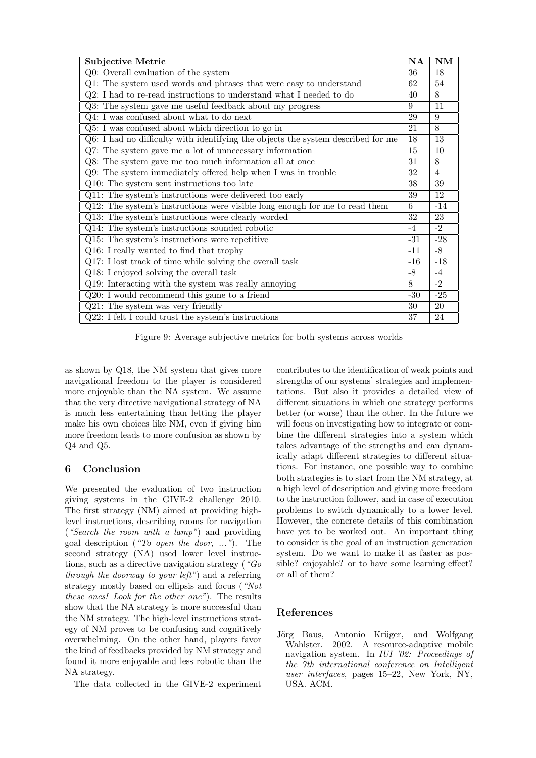| Subjective Metric | NA | NM |
| --- | --- | --- |
| Q0: Overall evaluation of the system | 36 | 18 |
| Q1: The system used words and phrases that were easy to understand | 62 | 54 |
| Q2: I had to re-read instructions to understand what I needed to do | 40 | 8 |
| Q3: The system gave me useful feedback about my progress | 9 | 11 |
| Q4: I was confused about what to do next | 29 | 9 |
| Q5: I was confused about which direction to go in | 21 | 8 |
| Q6: I had no difficulty with identifying the objects the system described for me | 18 | 13 |
| Q7: The system gave me a lot of unnecessary information | 15 | 10 |
| Q8: The system gave me too much information all at once | 31 | 8 |
| Q9: The system immediately offered help when I was in trouble | 32 | 4 |
| Q10: The system sent instructions too late | 38 | 39 |
| Q11: The system's instructions were delivered too early | 39 | 12 |
| Q12: The system's instructions were visible long enough for me to read them | 6 | -14 |
| Q13: The system's instructions were clearly worded | 32 | 23 |
| Q14: The system's instructions sounded robotic | -4 | -2 |
| Q15: The system's instructions were repetitive | -31 | -28 |
| Q16: I really wanted to find that trophy | -11 | -8 |
| Q17: I lost track of time while solving the overall task | -16 | -18 |
| Q18: I enjoyed solving the overall task | -8 | -4 |
| Q19: Interacting with the system was really annoying | 8 | -2 |
| Q20: I would recommend this game to a friend | -30 | -25 |
| Q21: The system was very friendly | 30 | 20 |
| Q22: I felt I could trust the system's instructions | 37 | 24 |

Figure 9: Average subjective metrics for both systems across worlds

as shown by Q18, the NM system that gives more navigational freedom to the player is considered more enjoyable than the NA system. We assume that the very directive navigational strategy of NA is much less entertaining than letting the player make his own choices like NM, even if giving him more freedom leads to more confusion as shown by Q4 and Q5.

## 6 Conclusion

We presented the evaluation of two instruction giving systems in the GIVE-2 challenge 2010. The first strategy (NM) aimed at providing high-level instructions, describing rooms for navigation (*"Search the room with a lamp"*) and providing goal description (*"To open the door, ..."*). The second strategy (NA) used lower level instructions, such as a directive navigation strategy (*"Go through the doorway to your left"*) and a referring strategy mostly based on ellipsis and focus (*"Not these ones! Look for the other one"*). The results show that the NA strategy is more successful than the NM strategy. The high-level instructions strategy of NM proves to be confusing and cognitively overwhelming. On the other hand, players favor the kind of feedbacks provided by NM strategy and found it more enjoyable and less robotic than the NA strategy.

The data collected in the GIVE-2 experiment contributes to the identification of weak points and strengths of our systems' strategies and implementations. But also it provides a detailed view of different situations in which one strategy performs better (or worse) than the other. In the future we will focus on investigating how to integrate or combine the different strategies into a system which takes advantage of the strengths and can dynamically adapt different strategies to different situations. For instance, one possible way to combine both strategies is to start from the NM strategy, at a high level of description and giving more freedom to the instruction follower, and in case of execution problems to switch dynamically to a lower level. However, the concrete details of this combination have yet to be worked out. An important thing to consider is the goal of an instruction generation system. Do we want to make it as faster as possible? enjoyable? or to have some learning effect? or all of them?

## References

Jörg Baus, Antonio Krüger, and Wolfgang Wahlster. 2002. A resource-adaptive mobile navigation system. In *IUI '02: Proceedings of the 7th international conference on Intelligent user interfaces*, pages 15–22, New York, NY, USA. ACM.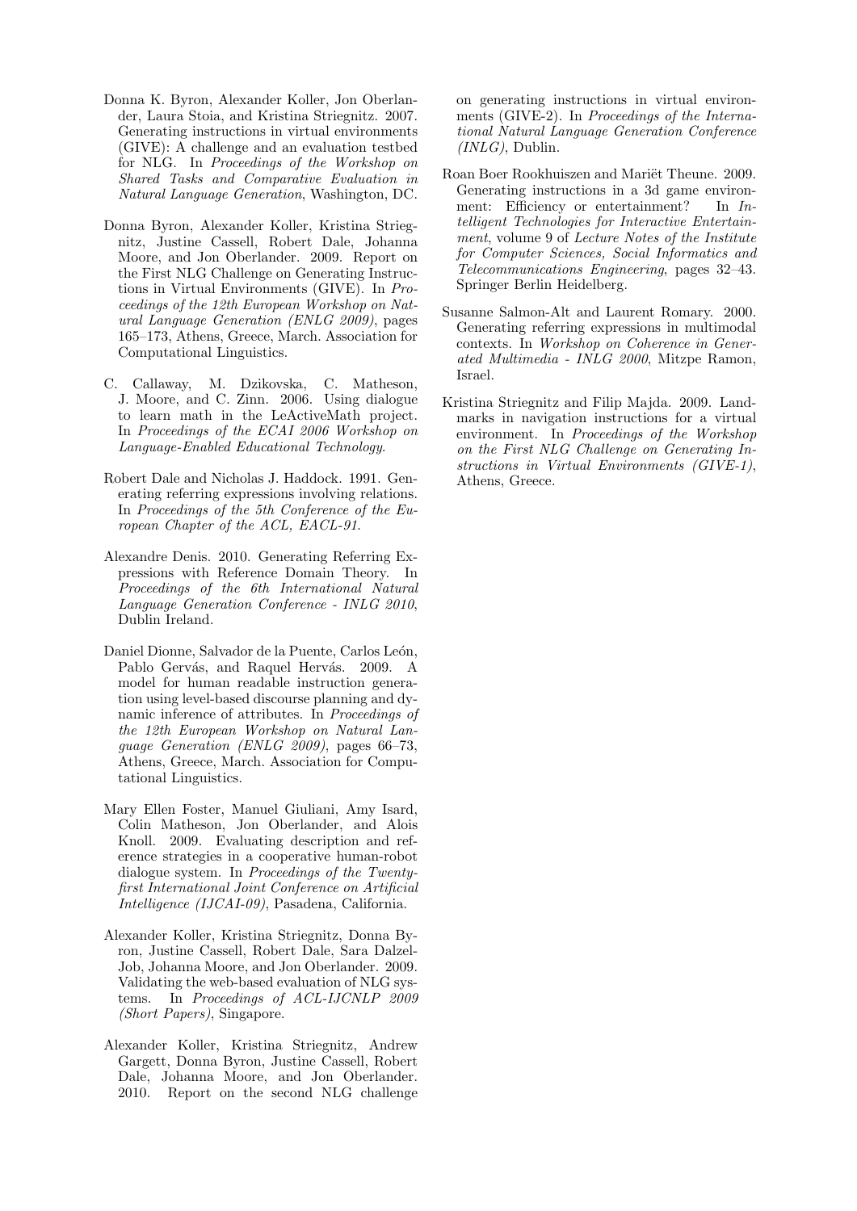Donna K. Byron, Alexander Koller, Jon Oberlander, Laura Stoia, and Kristina Striegnitz. 2007. Generating instructions in virtual environments (GIVE): A challenge and an evaluation testbed for NLG. In *Proceedings of the Workshop on Shared Tasks and Comparative Evaluation in Natural Language Generation*, Washington, DC.

Donna Byron, Alexander Koller, Kristina Striegnitz, Justine Cassell, Robert Dale, Johanna Moore, and Jon Oberlander. 2009. Report on the First NLG Challenge on Generating Instructions in Virtual Environments (GIVE). In *Proceedings of the 12th European Workshop on Natural Language Generation (ENLG 2009)*, pages 165–173, Athens, Greece, March. Association for Computational Linguistics.

C. Callaway, M. Dzikovska, C. Matheson, J. Moore, and C. Zinn. 2006. Using dialogue to learn math in the LeActiveMath project. In *Proceedings of the ECAI 2006 Workshop on Language-Enabled Educational Technology*.

Robert Dale and Nicholas J. Haddock. 1991. Generating referring expressions involving relations. In *Proceedings of the 5th Conference of the European Chapter of the ACL, EACL-91*.

Alexandre Denis. 2010. Generating Referring Expressions with Reference Domain Theory. In *Proceedings of the 6th International Natural Language Generation Conference - INLG 2010*, Dublin Ireland.

Daniel Dionne, Salvador de la Puente, Carlos León, Pablo Gervás, and Raquel Hervás. 2009. A model for human readable instruction generation using level-based discourse planning and dynamic inference of attributes. In *Proceedings of the 12th European Workshop on Natural Language Generation (ENLG 2009)*, pages 66–73, Athens, Greece, March. Association for Computational Linguistics.

Mary Ellen Foster, Manuel Giuliani, Amy Isard, Colin Matheson, Jon Oberlander, and Alois Knoll. 2009. Evaluating description and reference strategies in a cooperative human-robot dialogue system. In *Proceedings of the Twenty-first International Joint Conference on Artificial Intelligence (IJCAI-09)*, Pasadena, California.

Alexander Koller, Kristina Striegnitz, Donna Byron, Justine Cassell, Robert Dale, Sara Dalzel-Job, Johanna Moore, and Jon Oberlander. 2009. Validating the web-based evaluation of NLG systems. In *Proceedings of ACL-IJCNLP 2009 (Short Papers)*, Singapore.

Alexander Koller, Kristina Striegnitz, Andrew Gargett, Donna Byron, Justine Cassell, Robert Dale, Johanna Moore, and Jon Oberlander. 2010. Report on the second NLG challenge on generating instructions in virtual environments (GIVE-2). In *Proceedings of the International Natural Language Generation Conference (INLG)*, Dublin.

Roan Boer Rookhuiszen and Mariët Theune. 2009. Generating instructions in a 3d game environment: Efficiency or entertainment? In *Intelligent Technologies for Interactive Entertainment*, volume 9 of *Lecture Notes of the Institute for Computer Sciences, Social Informatics and Telecommunications Engineering*, pages 32–43. Springer Berlin Heidelberg.

Susanne Salmon-Alt and Laurent Romary. 2000. Generating referring expressions in multimodal contexts. In *Workshop on Coherence in Generated Multimedia - INLG 2000*, Mitzpe Ramon, Israel.

Kristina Striegnitz and Filip Majda. 2009. Landmarks in navigation instructions for a virtual environment. In *Proceedings of the Workshop on the First NLG Challenge on Generating Instructions in Virtual Environments (GIVE-1)*, Athens, Greece.